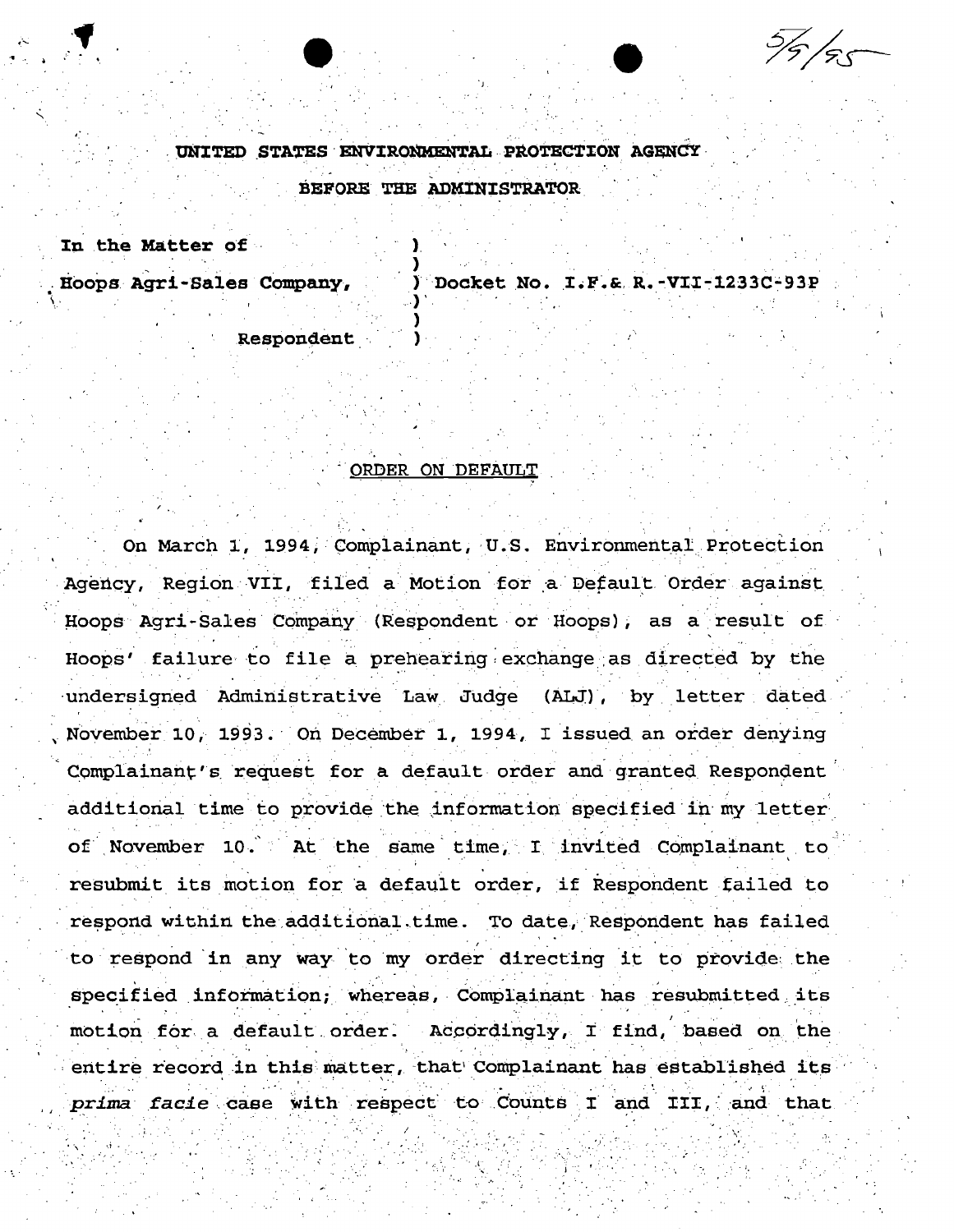5/5/95

UNITED STATES ENVIRONMENTAL PROTECTION AGENCY

BEFORE THE ADMINISTRATOR

In the Matter of )
 )
Hoops Agri-Sales Company, ) Docket No. I.F.& R.-VII-1233C-93P
 )
 )
Respondent )

ORDER ON DEFAULT

On March 1, 1994, Complainant, U.S. Environmental Protection Agency, Region VII, filed a Motion for a Default Order against Hoops Agri-Sales Company (Respondent or Hoops), as a result of Hoops' failure to file a prehearing exchange as directed by the undersigned Administrative Law Judge (ALJ), by letter dated November 10, 1993. On December 1, 1994, I issued an order denying Complainant's request for a default order and granted Respondent additional time to provide the information specified in my letter of November 10. At the same time, I invited Complainant to resubmit its motion for a default order, if Respondent failed to respond within the additional time. To date, Respondent has failed to respond in any way to my order directing it to provide the specified information; whereas, Complainant has resubmitted its motion for a default order. Accordingly, I find, based on the entire record in this matter, that Complainant has established its *prima facie* case with respect to Counts I and III, and that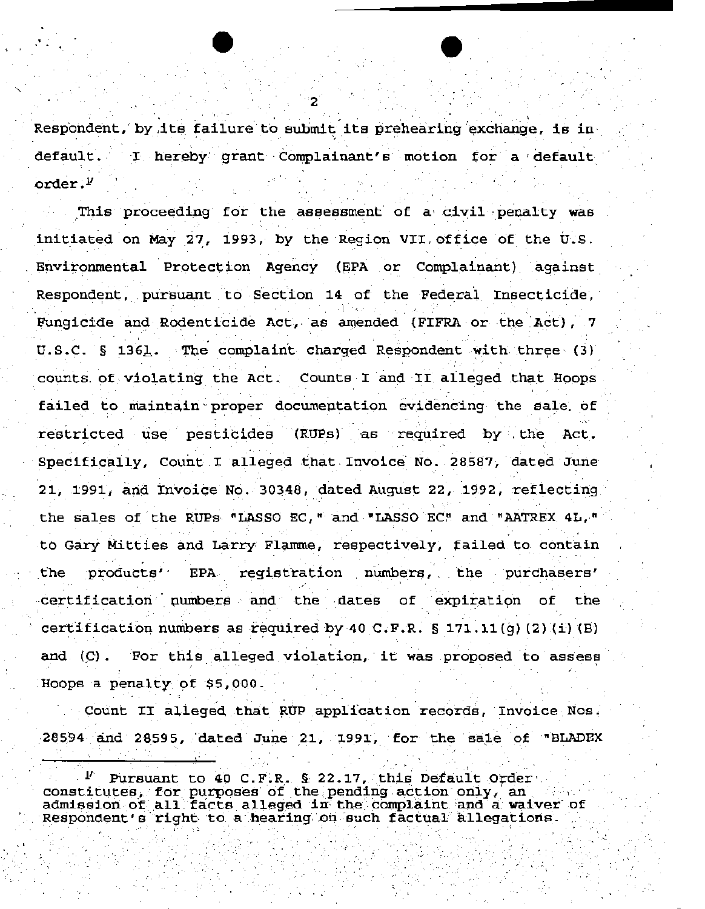Respondent, by its failure to submit its prehearing exchange, is in default. I hereby grant Complainant's motion for a default order.[1]

This proceeding for the assessment of a civil penalty was initiated on May 27, 1993, by the Region VII office of the U.S. Environmental Protection Agency (EPA or Complainant) against Respondent, pursuant to Section 14 of the Federal Insecticide, Fungicide and Rodenticide Act, as amended (FIFRA or the Act), 7 U.S.C. § 136l. The complaint charged Respondent with three (3) counts of violating the Act. Counts I and II alleged that Hoops failed to maintain proper documentation evidencing the sale of restricted use pesticides (RUPs) as required by the Act. Specifically, Count I alleged that Invoice No. 28587, dated June 21, 1991, and Invoice No. 30348, dated August 22, 1992, reflecting the sales of the RUPs "LASSO EC," and "LASSO EC" and "AATREX 4L," to Gary Mitties and Larry Flamme, respectively, failed to contain the products' EPA registration numbers, the purchasers' certification numbers and the dates of expiration of the certification numbers as required by 40 C.F.R. § 171.11(g)(2)(i)(B) and (C). For this alleged violation, it was proposed to assess Hoops a penalty of $5,000.

Count II alleged that RUP application records, Invoice Nos. 28594 and 28595, dated June 21, 1991, for the sale of "BLADEX

[1] Pursuant to 40 C.F.R. § 22.17, this Default Order constitutes, for purposes of the pending action only, an admission of all facts alleged in the complaint and a waiver of Respondent's right to a hearing on such factual allegations.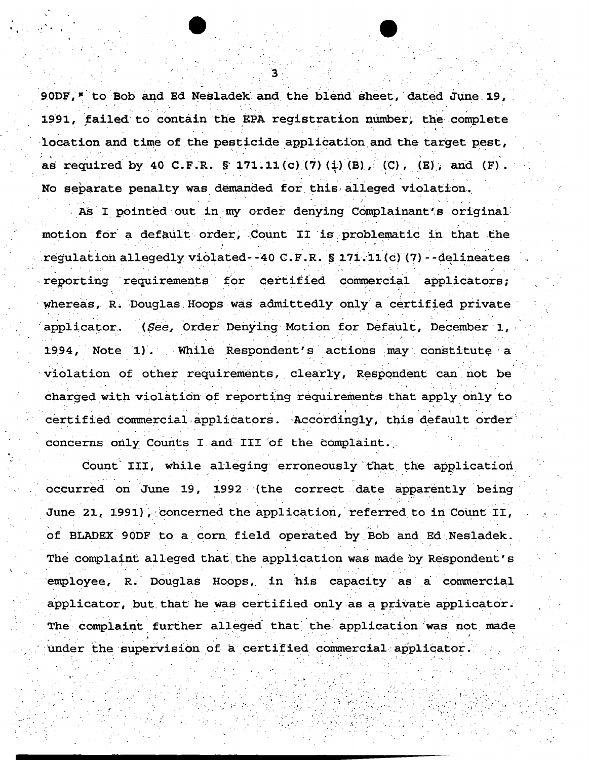90DF," to Bob and Ed Nesladek and the blend sheet, dated June 19, 1991, failed to contain the EPA registration number, the complete location and time of the pesticide application and the target pest, as required by 40 C.F.R. § 171.11(c)(7)(i)(B), (C), (E), and (F). No separate penalty was demanded for this alleged violation.

As I pointed out in my order denying Complainant's original motion for a default order, Count II is problematic in that the regulation allegedly violated--40 C.F.R. § 171.11(c)(7)--delineates reporting requirements for certified commercial applicators; whereas, R. Douglas Hoops was admittedly only a certified private applicator. (*See*, Order Denying Motion for Default, December 1, 1994, Note 1). While Respondent's actions may constitute a violation of other requirements, clearly, Respondent can not be charged with violation of reporting requirements that apply only to certified commercial applicators. Accordingly, this default order concerns only Counts I and III of the complaint.

Count III, while alleging erroneously that the application occurred on June 19, 1992 (the correct date apparently being June 21, 1991), concerned the application, referred to in Count II, of BLADEX 90DF to a corn field operated by Bob and Ed Nesladek. The complaint alleged that the application was made by Respondent's employee, R. Douglas Hoops, in his capacity as a commercial applicator, but that he was certified only as a private applicator. The complaint further alleged that the application was not made under the supervision of a certified commercial applicator.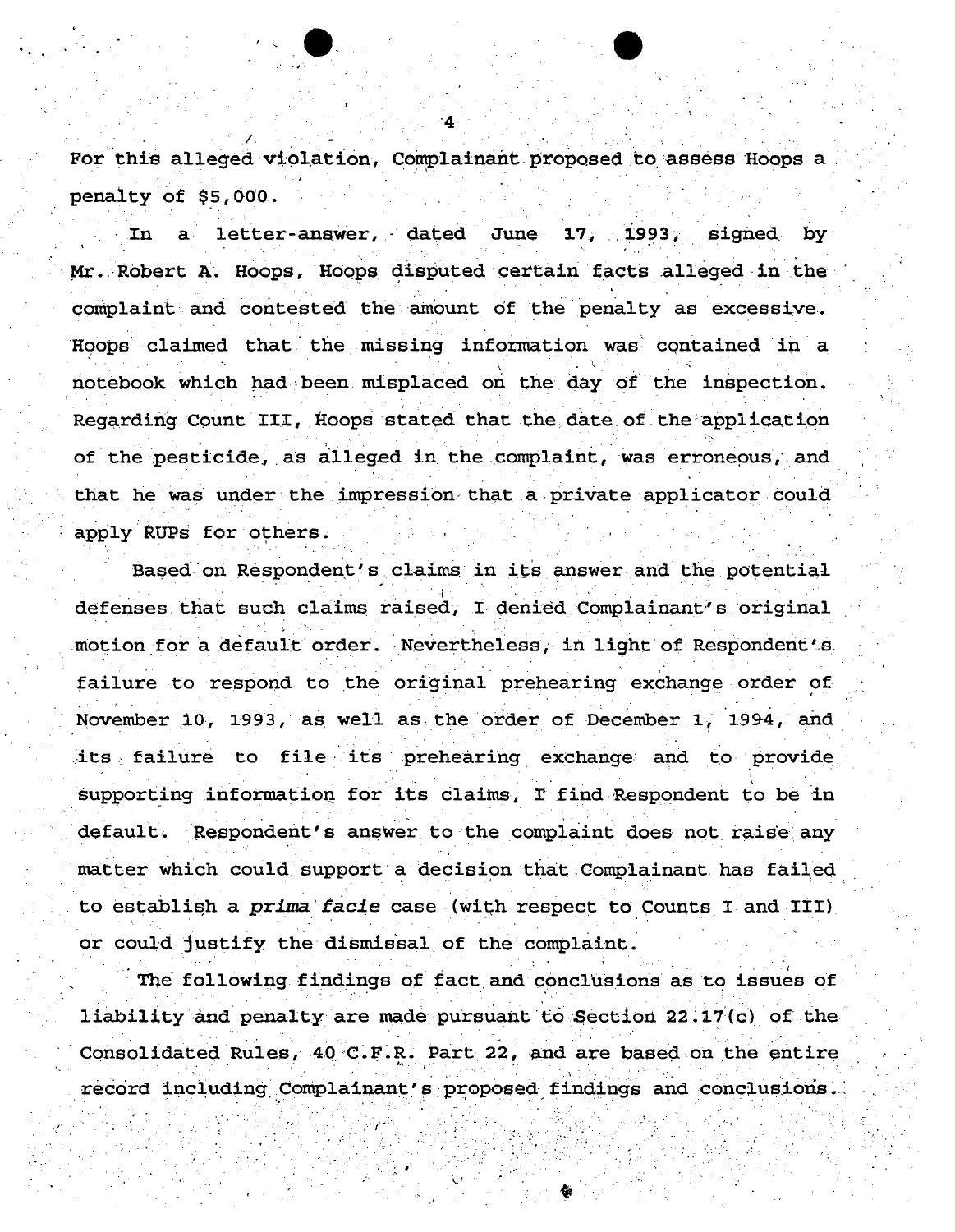For this alleged violation, Complainant proposed to assess Hoops a penalty of $5,000.

In a letter-answer, dated June 17, 1993, signed by Mr. Robert A. Hoops, Hoops disputed certain facts alleged in the complaint and contested the amount of the penalty as excessive. Hoops claimed that the missing information was contained in a notebook which had been misplaced on the day of the inspection. Regarding Count III, Hoops stated that the date of the application of the pesticide, as alleged in the complaint, was erroneous, and that he was under the impression that a private applicator could apply RUPs for others.

Based on Respondent's claims in its answer and the potential defenses that such claims raised, I denied Complainant's original motion for a default order. Nevertheless, in light of Respondent's failure to respond to the original prehearing exchange order of November 10, 1993, as well as the order of December 1, 1994, and its failure to file its prehearing exchange and to provide supporting information for its claims, I find Respondent to be in default. Respondent's answer to the complaint does not raise any matter which could support a decision that Complainant has failed to establish a *prima facie* case (with respect to Counts I and III) or could justify the dismissal of the complaint.

The following findings of fact and conclusions as to issues of liability and penalty are made pursuant to Section 22.17(c) of the Consolidated Rules, 40 C.F.R. Part 22, and are based on the entire record including Complainant's proposed findings and conclusions.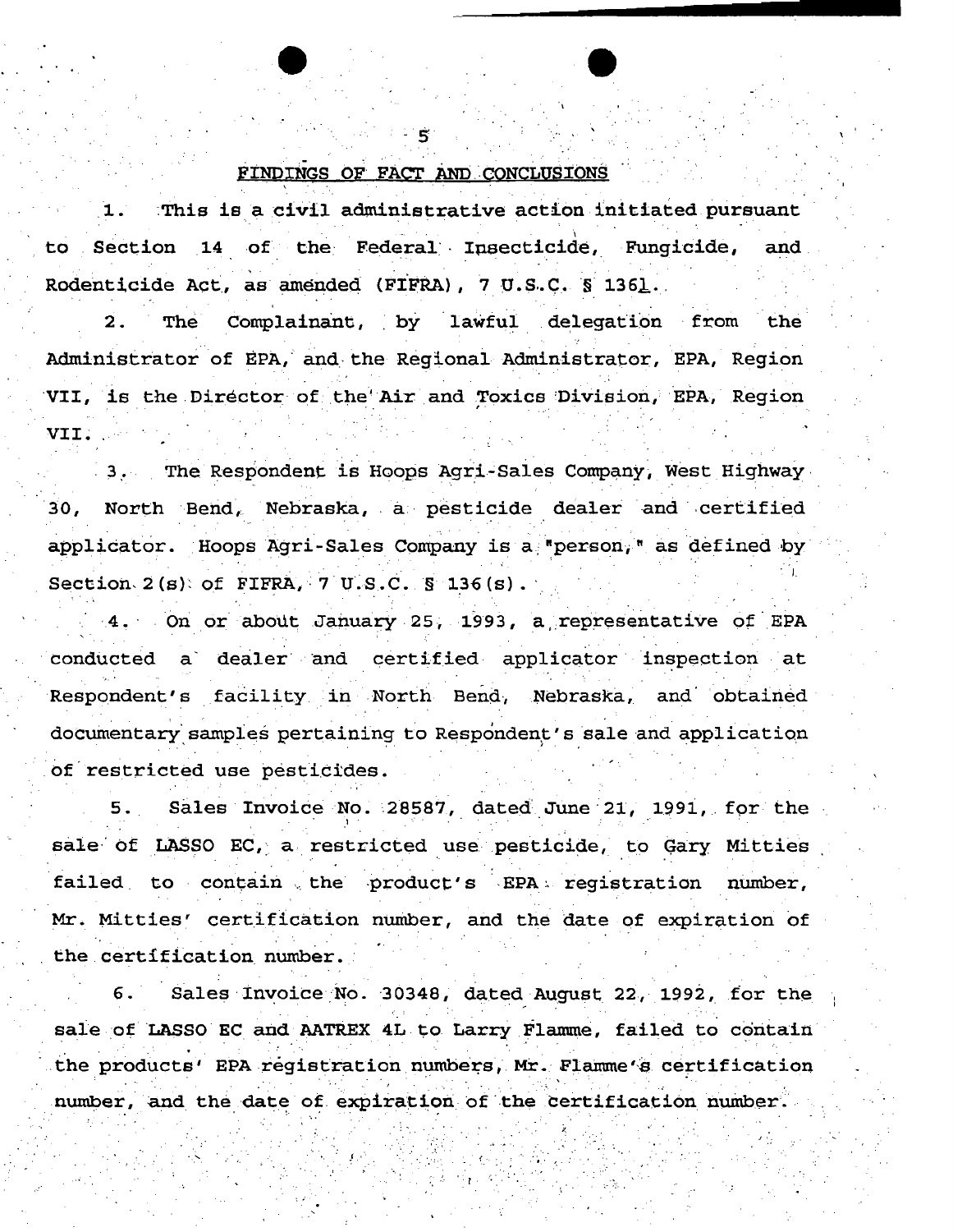## FINDINGS OF FACT AND CONCLUSIONS

1. This is a civil administrative action initiated pursuant to Section 14 of the Federal Insecticide, Fungicide, and Rodenticide Act, as amended (FIFRA), 7 U.S.C. § 136l.

2. The Complainant, by lawful delegation from the Administrator of EPA, and the Regional Administrator, EPA, Region VII, is the Director of the Air and Toxics Division, EPA, Region VII.

3. The Respondent is Hoops Agri-Sales Company, West Highway 30, North Bend, Nebraska, a pesticide dealer and certified applicator. Hoops Agri-Sales Company is a "person," as defined by Section 2(s) of FIFRA, 7 U.S.C. § 136(s).

4. On or about January 25, 1993, a representative of EPA conducted a dealer and certified applicator inspection at Respondent's facility in North Bend, Nebraska, and obtained documentary samples pertaining to Respondent's sale and application of restricted use pesticides.

5. Sales Invoice No. 28587, dated June 21, 1991, for the sale of LASSO EC, a restricted use pesticide, to Gary Mitties failed to contain the product's EPA registration number, Mr. Mitties' certification number, and the date of expiration of the certification number.

6. Sales Invoice No. 30348, dated August 22, 1992, for the sale of LASSO EC and AATREX 4L to Larry Flamme, failed to contain the products' EPA registration numbers, Mr. Flamme's certification number, and the date of expiration of the certification number.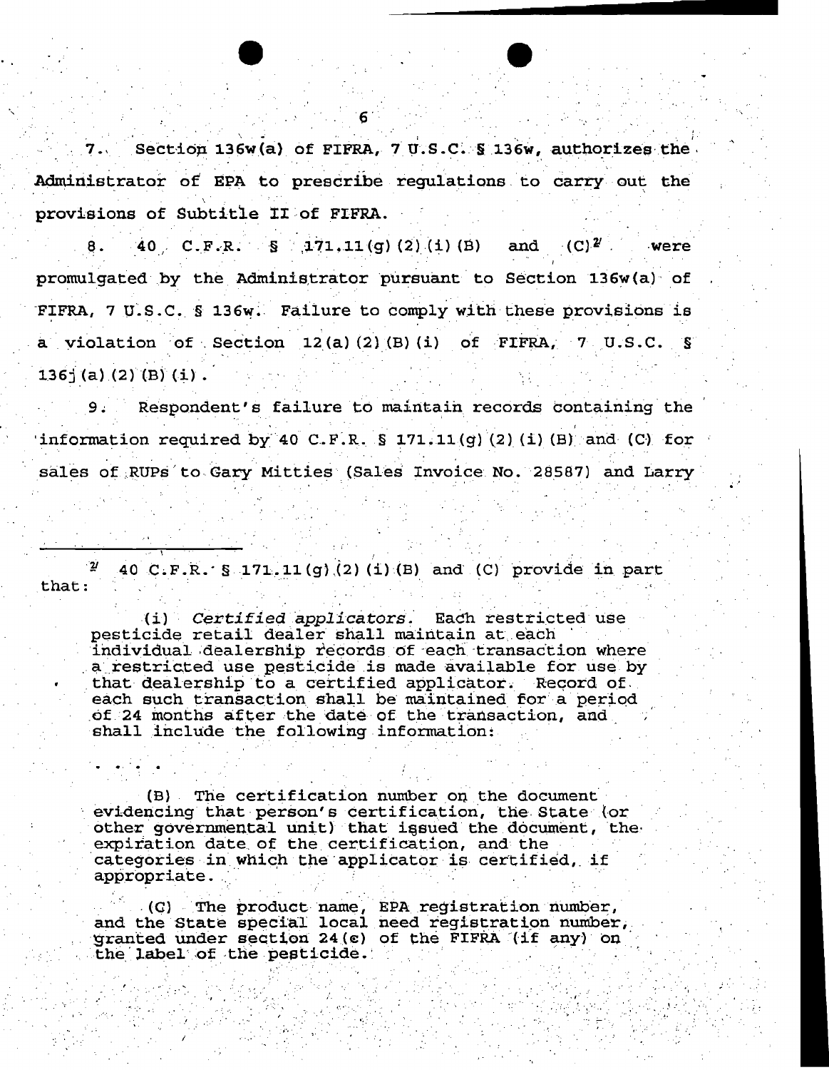7. Section 136w(a) of FIFRA, 7 U.S.C. § 136w, authorizes the Administrator of EPA to prescribe regulations to carry out the provisions of Subtitle II of FIFRA.

8. 40 C.F.R. § 171.11(g)(2)(i)(B) and (C)[2] were promulgated by the Administrator pursuant to Section 136w(a) of FIFRA, 7 U.S.C. § 136w. Failure to comply with these provisions is a violation of Section 12(a)(2)(B)(i) of FIFRA, 7 U.S.C. § 136j(a)(2)(B)(i).

9. Respondent's failure to maintain records containing the information required by 40 C.F.R. § 171.11(g)(2)(i)(B) and (C) for sales of RUPs to Gary Mitties (Sales Invoice No. 28587) and Larry

---

[2] 40 C.F.R. § 171.11(g)(2)(i)(B) and (C) provide in part that:

> (i) *Certified applicators*. Each restricted use pesticide retail dealer shall maintain at each individual dealership records of each transaction where a restricted use pesticide is made available for use by that dealership to a certified applicator. Record of each such transaction shall be maintained for a period of 24 months after the date of the transaction, and shall include the following information:
>
> . . . .
>
> (B) The certification number on the document evidencing that person's certification, the State (or other governmental unit) that issued the document, the expiration date of the certification, and the categories in which the applicator is certified, if appropriate.
>
> (C) The product name, EPA registration number, and the State special local need registration number, granted under section 24(c) of the FIFRA (if any) on the label of the pesticide.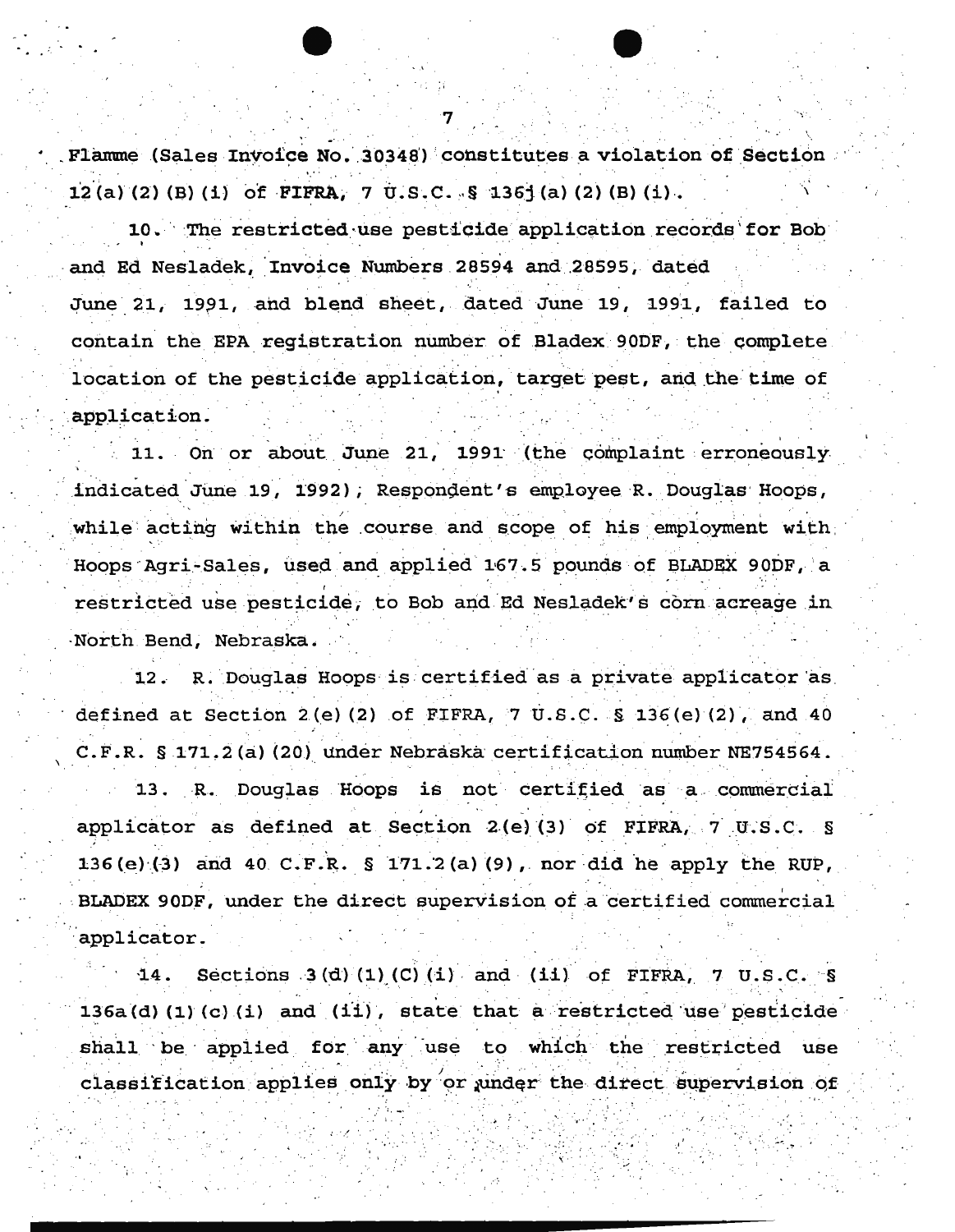Flamme (Sales Invoice No. 30348) constitutes a violation of Section 12(a)(2)(B)(i) of FIFRA, 7 U.S.C. § 136j(a)(2)(B)(i).

10. The restricted use pesticide application records for Bob and Ed Nesladek, Invoice Numbers 28594 and 28595, dated June 21, 1991, and blend sheet, dated June 19, 1991, failed to contain the EPA registration number of Bladex 90DF, the complete location of the pesticide application, target pest, and the time of application.

11. On or about June 21, 1991 (the complaint erroneously indicated June 19, 1992), Respondent's employee R. Douglas Hoops, while acting within the course and scope of his employment with Hoops Agri-Sales, used and applied 167.5 pounds of BLADEX 90DF, a restricted use pesticide, to Bob and Ed Nesladek's corn acreage in North Bend, Nebraska.

12. R. Douglas Hoops is certified as a private applicator as defined at Section 2(e)(2) of FIFRA, 7 U.S.C. § 136(e)(2), and 40 C.F.R. § 171.2(a)(20) under Nebraska certification number NE754564.

13. R. Douglas Hoops is not certified as a commercial applicator as defined at Section 2(e)(3) of FIFRA, 7 U.S.C. § 136(e)(3) and 40 C.F.R. § 171.2(a)(9), nor did he apply the RUP, BLADEX 90DF, under the direct supervision of a certified commercial applicator.

14. Sections 3(d)(1)(C)(i) and (ii) of FIFRA, 7 U.S.C. § 136a(d)(1)(c)(i) and (ii), state that a restricted use pesticide shall be applied for any use to which the restricted use classification applies only by or under the direct supervision of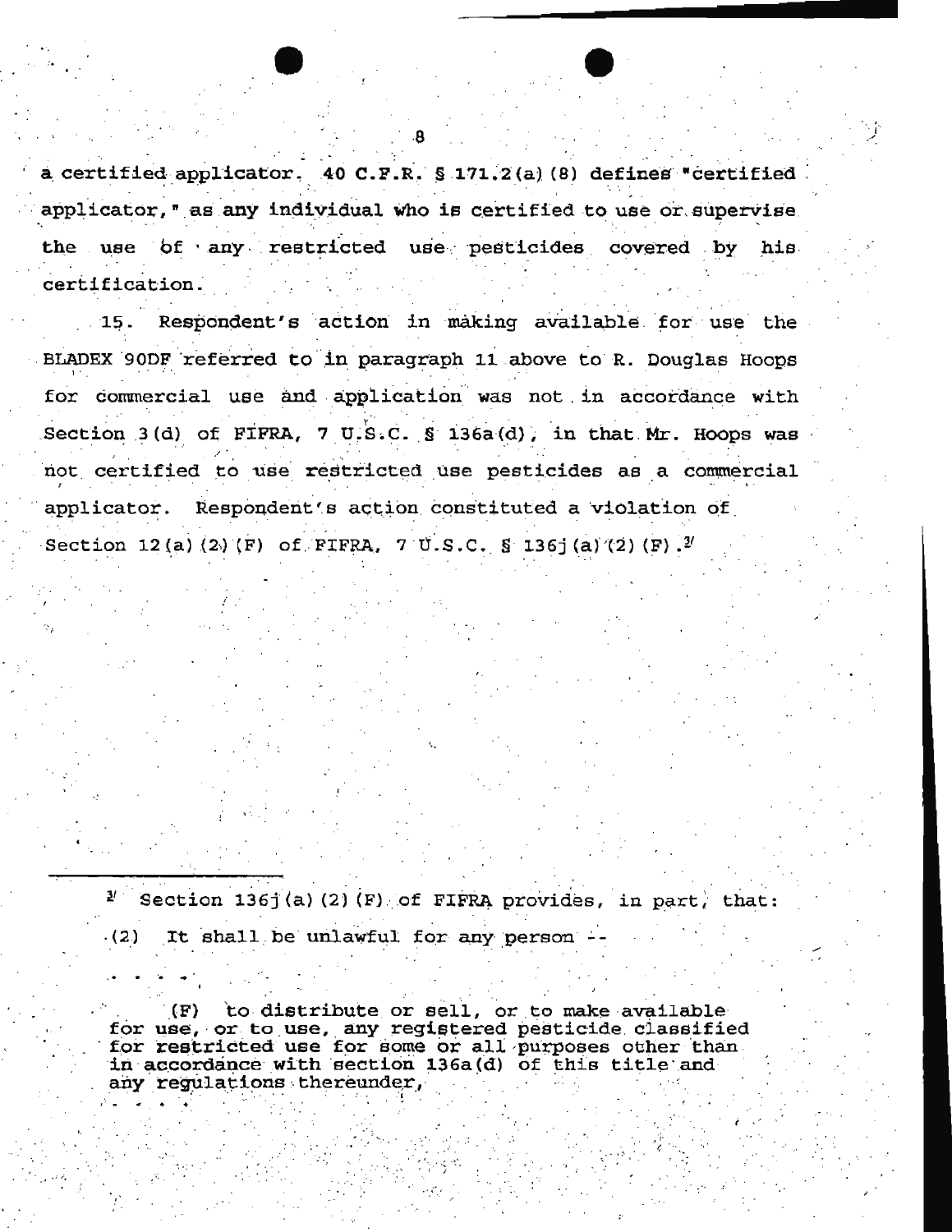a certified applicator. 40 C.F.R. § 171.2(a)(8) defines "certified applicator," as any individual who is certified to use or supervise the use of any restricted use pesticides covered by his certification.

15. Respondent's action in making available for use the BLADEX 90DF referred to in paragraph 11 above to R. Douglas Hoops for commercial use and application was not in accordance with Section 3(d) of FIFRA, 7 U.S.C. § 136a(d), in that Mr. Hoops was not certified to use restricted use pesticides as a commercial applicator. Respondent's action constituted a violation of Section 12(a)(2)(F) of FIFRA, 7 U.S.C. § 136j(a)(2)(F).[3]

---

[3] Section 136j(a)(2)(F) of FIFRA provides, in part, that:

(2) It shall be unlawful for any person --

. . . .

(F) to distribute or sell, or to make available for use, or to use, any registered pesticide classified for restricted use for some or all purposes other than in accordance with section 136a(d) of this title and any regulations thereunder,

. . . .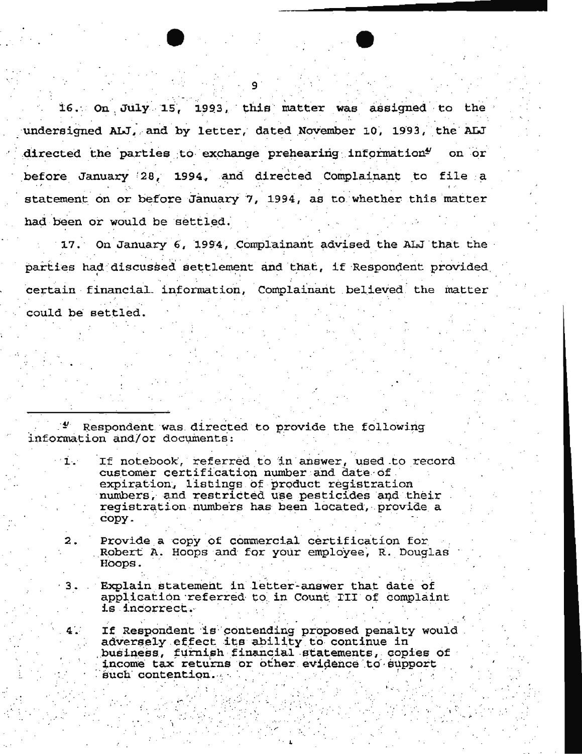16. On July 15, 1993, this matter was assigned to the undersigned ALJ, and by letter, dated November 10, 1993, the ALJ directed the parties to exchange prehearing information[4] on or before January 28, 1994, and directed Complainant to file a statement on or before January 7, 1994, as to whether this matter had been or would be settled.

17. On January 6, 1994, Complainant advised the ALJ that the parties had discussed settlement and that, if Respondent provided certain financial information, Complainant believed the matter could be settled.

---

[4] Respondent was directed to provide the following information and/or documents:

1. If notebook, referred to in answer, used to record customer certification number and date of expiration, listings of product registration numbers, and restricted use pesticides and their registration numbers has been located, provide a copy.

2. Provide a copy of commercial certification for Robert A. Hoops and for your employee, R. Douglas Hoops.

3. Explain statement in letter-answer that date of application referred to in Count III of complaint is incorrect.

4. If Respondent is contending proposed penalty would adversely effect its ability to continue in business, furnish financial statements, copies of income tax returns or other evidence to support such contention.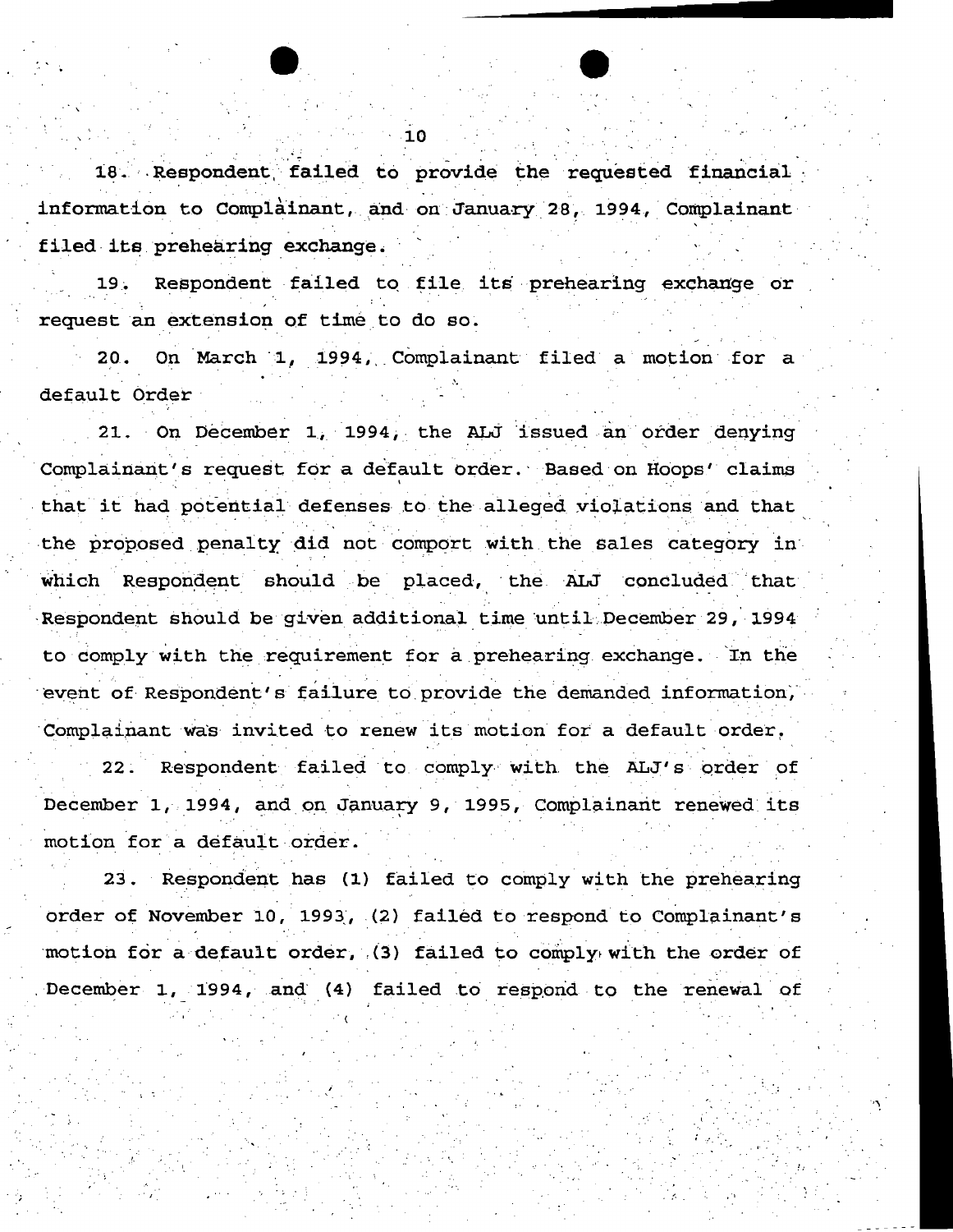18. Respondent failed to provide the requested financial information to Complainant, and on January 28, 1994, Complainant filed its prehearing exchange.

19. Respondent failed to file its prehearing exchange or request an extension of time to do so.

20. On March 1, 1994, Complainant filed a motion for a default Order

21. On December 1, 1994, the ALJ issued an order denying Complainant's request for a default order. Based on Hoops' claims that it had potential defenses to the alleged violations and that the proposed penalty did not comport with the sales category in which Respondent should be placed, the ALJ concluded that Respondent should be given additional time until December 29, 1994 to comply with the requirement for a prehearing exchange. In the event of Respondent's failure to provide the demanded information, Complainant was invited to renew its motion for a default order.

22. Respondent failed to comply with the ALJ's order of December 1, 1994, and on January 9, 1995, Complainant renewed its motion for a default order.

23. Respondent has (1) failed to comply with the prehearing order of November 10, 1993, (2) failed to respond to Complainant's motion for a default order, (3) failed to comply with the order of December 1, 1994, and (4) failed to respond to the renewal of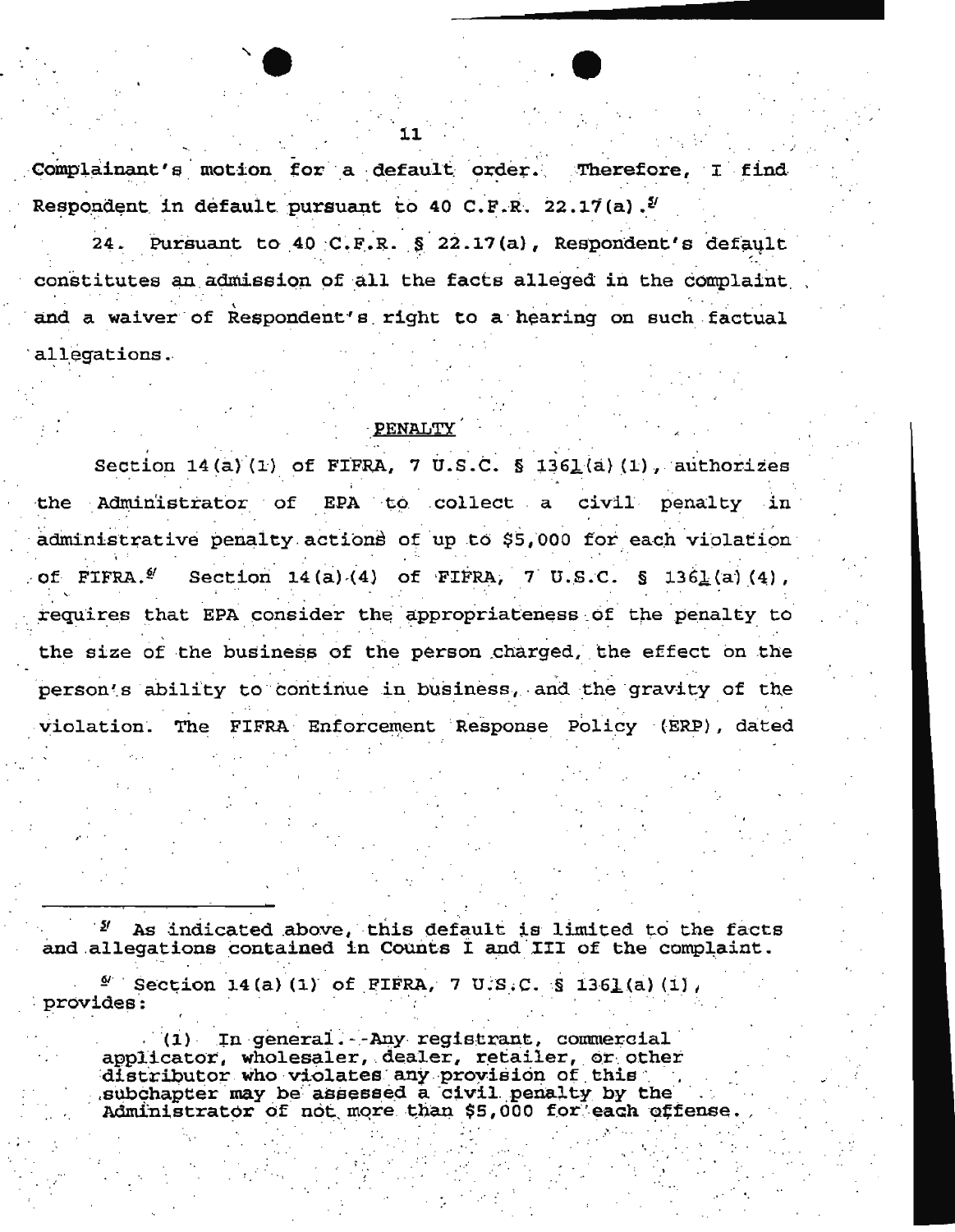Complainant's motion for a default order. Therefore, I find Respondent in default pursuant to 40 C.F.R. 22.17(a).[5]

24. Pursuant to 40 C.F.R. § 22.17(a), Respondent's default constitutes an admission of all the facts alleged in the complaint and a waiver of Respondent's right to a hearing on such factual allegations.

## PENALTY

Section 14(a)(1) of FIFRA, 7 U.S.C. § 136l(a)(1), authorizes the Administrator of EPA to collect a civil penalty in administrative penalty actions of up to $5,000 for each violation of FIFRA.[6] Section 14(a)(4) of FIFRA, 7 U.S.C. § 136l(a)(4), requires that EPA consider the appropriateness of the penalty to the size of the business of the person charged, the effect on the person's ability to continue in business, and the gravity of the violation. The FIFRA Enforcement Response Policy (ERP), dated

---

[5] As indicated above, this default is limited to the facts and allegations contained in Counts I and III of the complaint.

[6] Section 14(a)(1) of FIFRA, 7 U.S.C. § 136l(a)(1), provides:

> (1) In general.--Any registrant, commercial applicator, wholesaler, dealer, retailer, or other distributor who violates any provision of this subchapter may be assessed a civil penalty by the Administrator of not more than $5,000 for each offense.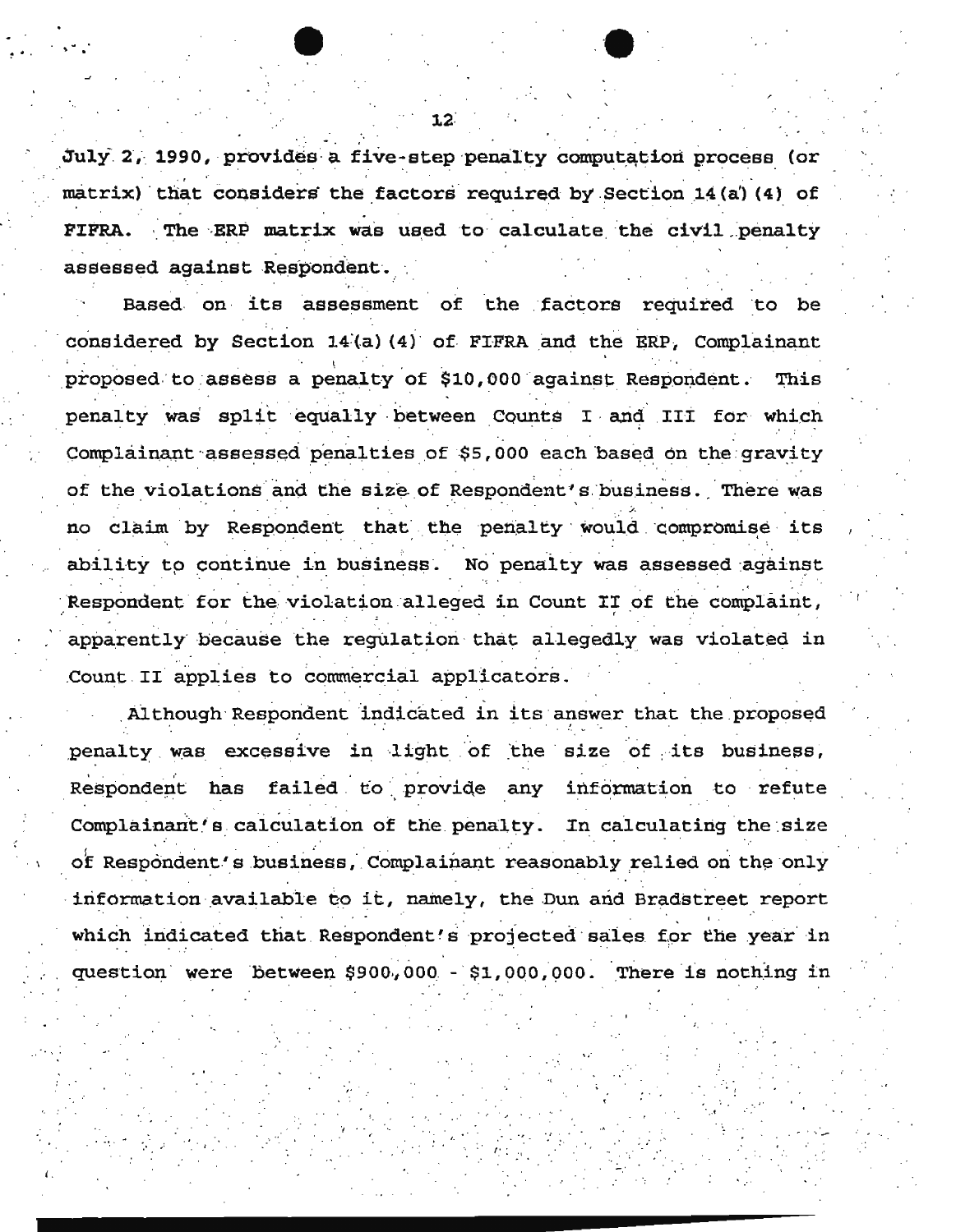July 2, 1990, provides a five-step penalty computation process (or matrix) that considers the factors required by Section 14(a)(4) of FIFRA. The ERP matrix was used to calculate the civil penalty assessed against Respondent.

Based on its assessment of the factors required to be considered by Section 14(a)(4) of FIFRA and the ERP, Complainant proposed to assess a penalty of $10,000 against Respondent. This penalty was split equally between Counts I and III for which Complainant assessed penalties of $5,000 each based on the gravity of the violations and the size of Respondent's business. There was no claim by Respondent that the penalty would compromise its ability to continue in business. No penalty was assessed against Respondent for the violation alleged in Count II of the complaint, apparently because the regulation that allegedly was violated in Count II applies to commercial applicators.

Although Respondent indicated in its answer that the proposed penalty was excessive in light of the size of its business, Respondent has failed to provide any information to refute Complainant's calculation of the penalty. In calculating the size of Respondent's business, Complainant reasonably relied on the only information available to it, namely, the Dun and Bradstreet report which indicated that Respondent's projected sales for the year in question were between $900,000 - $1,000,000. There is nothing in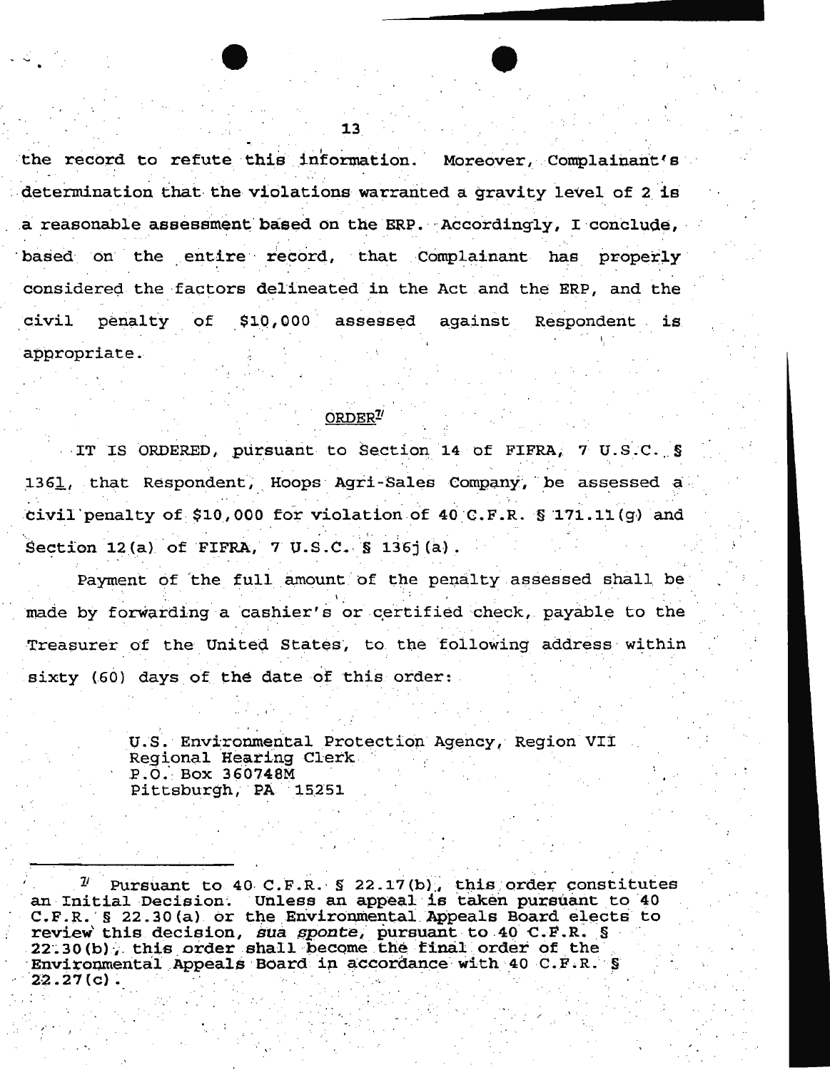the record to refute this information. Moreover, Complainant's determination that the violations warranted a gravity level of 2 is a reasonable assessment based on the ERP. Accordingly, I conclude, based on the entire record, that Complainant has properly considered the factors delineated in the Act and the ERP, and the civil penalty of $10,000 assessed against Respondent is appropriate.

## ORDER[7]

IT IS ORDERED, pursuant to Section 14 of FIFRA, 7 U.S.C. § 136l, that Respondent, Hoops Agri-Sales Company, be assessed a civil penalty of $10,000 for violation of 40 C.F.R. § 171.11(g) and Section 12(a) of FIFRA, 7 U.S.C. § 136j(a).

Payment of the full amount of the penalty assessed shall be made by forwarding a cashier's or certified check, payable to the Treasurer of the United States, to the following address within sixty (60) days of the date of this order:

> U.S. Environmental Protection Agency, Region VII
> Regional Hearing Clerk
> P.O. Box 360748M
> Pittsburgh, PA 15251

---

[7] Pursuant to 40 C.F.R. § 22.17(b), this order constitutes an Initial Decision. Unless an appeal is taken pursuant to 40 C.F.R. § 22.30(a) or the Environmental Appeals Board elects to review this decision, *sua sponte*, pursuant to 40 C.F.R. § 22.30(b), this order shall become the final order of the Environmental Appeals Board in accordance with 40 C.F.R. § 22.27(c).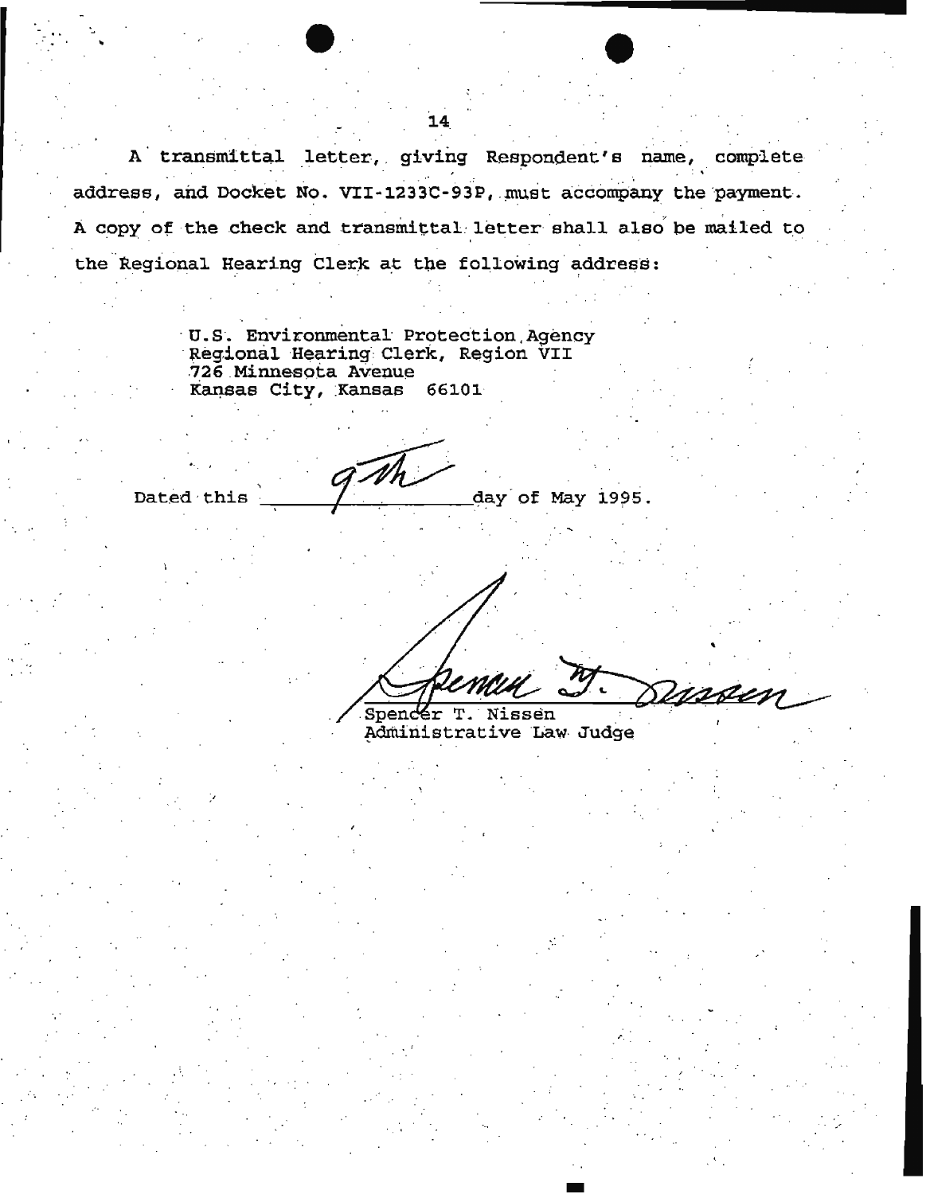A transmittal letter, giving Respondent's name, complete address, and Docket No. VII-1233C-93P, must accompany the payment. A copy of the check and transmittal letter shall also be mailed to the Regional Hearing Clerk at the following address:

U.S. Environmental Protection Agency
Regional Hearing Clerk, Region VII
726 Minnesota Avenue
Kansas City, Kansas 66101

Dated this 9th day of May 1995.

Spencer T. Nissen
Administrative Law Judge